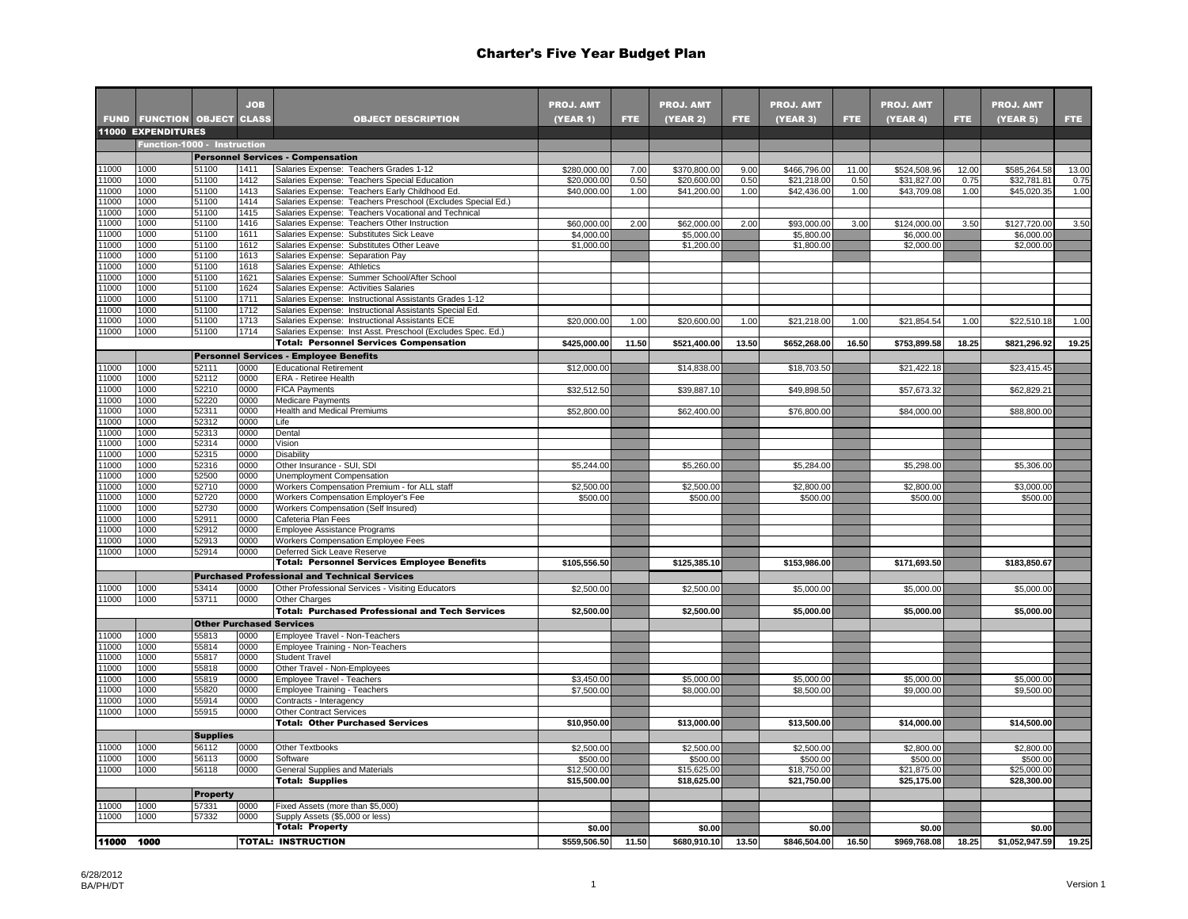# Charter's Five Year Budget Plan

| FUND | FUNCTION | OBJECT | JOB CLASS | OBJECT DESCRIPTION | PROJ. AMT (YEAR 1) | FTE | PROJ. AMT (YEAR 2) | FTE | PROJ. AMT (YEAR 3) | FTE | PROJ. AMT (YEAR 4) | FTE | PROJ. AMT (YEAR 5) | FTE |
|---|---|---|---|---|---|---|---|---|---|---|---|---|---|---|
| **11000 EXPENDITURES** | | | | | | | | | | | | | | |
| | **Function-1000 - Instruction** | | | | | | | | | | | | | |
| | | **Personnel Services - Compensation** | | | | | | | | | | | | |
| 11000 | 1000 | 51100 | 1411 | Salaries Expense: Teachers Grades 1-12 | $280,000.00 | 7.00 | $370,800.00 | 9.00 | $466,796.00 | 11.00 | $524,508.96 | 12.00 | $585,264.58 | 13.00 |
| 11000 | 1000 | 51100 | 1412 | Salaries Expense: Teachers Special Education | $20,000.00 | 0.50 | $20,600.00 | 0.50 | $21,218.00 | 0.50 | $31,827.00 | 0.75 | $32,781.81 | 0.75 |
| 11000 | 1000 | 51100 | 1413 | Salaries Expense: Teachers Early Childhood Ed. | $40,000.00 | 1.00 | $41,200.00 | 1.00 | $42,436.00 | 1.00 | $43,709.08 | 1.00 | $45,020.35 | 1.00 |
| 11000 | 1000 | 51100 | 1414 | Salaries Expense: Teachers Preschool (Excludes Special Ed.) | | | | | | | | | | |
| 11000 | 1000 | 51100 | 1415 | Salaries Expense: Teachers Vocational and Technical | | | | | | | | | | |
| 11000 | 1000 | 51100 | 1416 | Salaries Expense: Teachers Other Instruction | $60,000.00 | 2.00 | $62,000.00 | 2.00 | $93,000.00 | 3.00 | $124,000.00 | 3.50 | $127,720.00 | 3.50 |
| 11000 | 1000 | 51100 | 1611 | Salaries Expense: Substitutes Sick Leave | $4,000.00 | | $5,000.00 | | $5,800.00 | | $6,000.00 | | $6,000.00 | |
| 11000 | 1000 | 51100 | 1612 | Salaries Expense: Substitutes Other Leave | $1,000.00 | | $1,200.00 | | $1,800.00 | | $2,000.00 | | $2,000.00 | |
| 11000 | 1000 | 51100 | 1613 | Salaries Expense: Separation Pay | | | | | | | | | | |
| 11000 | 1000 | 51100 | 1618 | Salaries Expense: Athletics | | | | | | | | | | |
| 11000 | 1000 | 51100 | 1621 | Salaries Expense: Summer School/After School | | | | | | | | | | |
| 11000 | 1000 | 51100 | 1624 | Salaries Expense: Activities Salaries | | | | | | | | | | |
| 11000 | 1000 | 51100 | 1711 | Salaries Expense: Instructional Assistants Grades 1-12 | | | | | | | | | | |
| 11000 | 1000 | 51100 | 1712 | Salaries Expense: Instructional Assistants Special Ed. | | | | | | | | | | |
| 11000 | 1000 | 51100 | 1713 | Salaries Expense: Instructional Assistants ECE | $20,000.00 | 1.00 | $20,600.00 | 1.00 | $21,218.00 | 1.00 | $21,854.54 | 1.00 | $22,510.18 | 1.00 |
| 11000 | 1000 | 51100 | 1714 | Salaries Expense: Inst Asst. Preschool (Excludes Spec. Ed.) | | | | | | | | | | |
| | | | | **Total: Personnel Services Compensation** | $425,000.00 | 11.50 | $521,400.00 | 13.50 | $652,268.00 | 16.50 | $753,899.58 | 18.25 | $821,296.92 | 19.25 |
| | | **Personnel Services - Employee Benefits** | | | | | | | | | | | | |
| 11000 | 1000 | 52111 | 0000 | Educational Retirement | $12,000.00 | | $14,838.00 | | $18,703.50 | | $21,422.18 | | $23,415.45 | |
| 11000 | 1000 | 52112 | 0000 | ERA - Retiree Health | | | | | | | | | | |
| 11000 | 1000 | 52210 | 0000 | FICA Payments | $32,512.50 | | $39,887.10 | | $49,898.50 | | $57,673.32 | | $62,829.21 | |
| 11000 | 1000 | 52220 | 0000 | Medicare Payments | | | | | | | | | | |
| 11000 | 1000 | 52311 | 0000 | Health and Medical Premiums | $52,800.00 | | $62,400.00 | | $76,800.00 | | $84,000.00 | | $88,800.00 | |
| 11000 | 1000 | 52312 | 0000 | Life | | | | | | | | | | |
| 11000 | 1000 | 52313 | 0000 | Dental | | | | | | | | | | |
| 11000 | 1000 | 52314 | 0000 | Vision | | | | | | | | | | |
| 11000 | 1000 | 52315 | 0000 | Disability | | | | | | | | | | |
| 11000 | 1000 | 52316 | 0000 | Other Insurance - SUI, SDI | $5,244.00 | | $5,260.00 | | $5,284.00 | | $5,298.00 | | $5,306.00 | |
| 11000 | 1000 | 52500 | 0000 | Unemployment Compensation | | | | | | | | | | |
| 11000 | 1000 | 52710 | 0000 | Workers Compensation Premium - for ALL staff | $2,500.00 | | $2,500.00 | | $2,800.00 | | $2,800.00 | | $3,000.00 | |
| 11000 | 1000 | 52720 | 0000 | Workers Compensation Employer's Fee | $500.00 | | $500.00 | | $500.00 | | $500.00 | | $500.00 | |
| 11000 | 1000 | 52730 | 0000 | Workers Compensation (Self Insured) | | | | | | | | | | |
| 11000 | 1000 | 52911 | 0000 | Cafeteria Plan Fees | | | | | | | | | | |
| 11000 | 1000 | 52912 | 0000 | Employee Assistance Programs | | | | | | | | | | |
| 11000 | 1000 | 52913 | 0000 | Workers Compensation Employee Fees | | | | | | | | | | |
| 11000 | 1000 | 52914 | 0000 | Deferred Sick Leave Reserve | | | | | | | | | | |
| | | | | **Total: Personnel Services Employee Benefits** | $105,556.50 | | $125,385.10 | | $153,986.00 | | $171,693.50 | | $183,850.67 | |
| | | **Purchased Professional and Technical Services** | | | | | | | | | | | | |
| 11000 | 1000 | 53414 | 0000 | Other Professional Services - Visiting Educators | $2,500.00 | | $2,500.00 | | $5,000.00 | | $5,000.00 | | $5,000.00 | |
| 11000 | 1000 | 53711 | 0000 | Other Charges | | | | | | | | | | |
| | | | | **Total: Purchased Professional and Tech Services** | $2,500.00 | | $2,500.00 | | $5,000.00 | | $5,000.00 | | $5,000.00 | |
| | | **Other Purchased Services** | | | | | | | | | | | | |
| 11000 | 1000 | 55813 | 0000 | Employee Travel - Non-Teachers | | | | | | | | | | |
| 11000 | 1000 | 55814 | 0000 | Employee Training - Non-Teachers | | | | | | | | | | |
| 11000 | 1000 | 55817 | 0000 | Student Travel | | | | | | | | | | |
| 11000 | 1000 | 55818 | 0000 | Other Travel - Non-Employees | | | | | | | | | | |
| 11000 | 1000 | 55819 | 0000 | Employee Travel - Teachers | $3,450.00 | | $5,000.00 | | $5,000.00 | | $5,000.00 | | $5,000.00 | |
| 11000 | 1000 | 55820 | 0000 | Employee Training - Teachers | $7,500.00 | | $8,000.00 | | $8,500.00 | | $9,000.00 | | $9,500.00 | |
| 11000 | 1000 | 55914 | 0000 | Contracts - Interagency | | | | | | | | | | |
| 11000 | 1000 | 55915 | 0000 | Other Contract Services | | | | | | | | | | |
| | | | | **Total: Other Purchased Services** | $10,950.00 | | $13,000.00 | | $13,500.00 | | $14,000.00 | | $14,500.00 | |
| | | **Supplies** | | | | | | | | | | | | |
| 11000 | 1000 | 56112 | 0000 | Other Textbooks | $2,500.00 | | $2,500.00 | | $2,500.00 | | $2,800.00 | | $2,800.00 | |
| 11000 | 1000 | 56113 | 0000 | Software | $500.00 | | $500.00 | | $500.00 | | $500.00 | | $500.00 | |
| 11000 | 1000 | 56118 | 0000 | General Supplies and Materials | $12,500.00 | | $15,625.00 | | $18,750.00 | | $21,875.00 | | $25,000.00 | |
| | | | | **Total: Supplies** | $15,500.00 | | $18,625.00 | | $21,750.00 | | $25,175.00 | | $28,300.00 | |
| | | **Property** | | | | | | | | | | | | |
| 11000 | 1000 | 57331 | 0000 | Fixed Assets (more than $5,000) | | | | | | | | | | |
| 11000 | 1000 | 57332 | 0000 | Supply Assets ($5,000 or less) | | | | | | | | | | |
| | | | | **Total: Property** | $0.00 | | $0.00 | | $0.00 | | $0.00 | | $0.00 | |
| **11000** | **1000** | | | **TOTAL: INSTRUCTION** | $559,506.50 | 11.50 | $680,910.10 | 13.50 | $846,504.00 | 16.50 | $969,768.08 | 18.25 | $1,052,947.59 | 19.25 |

6/28/2012
BA/PH/DT

Version 1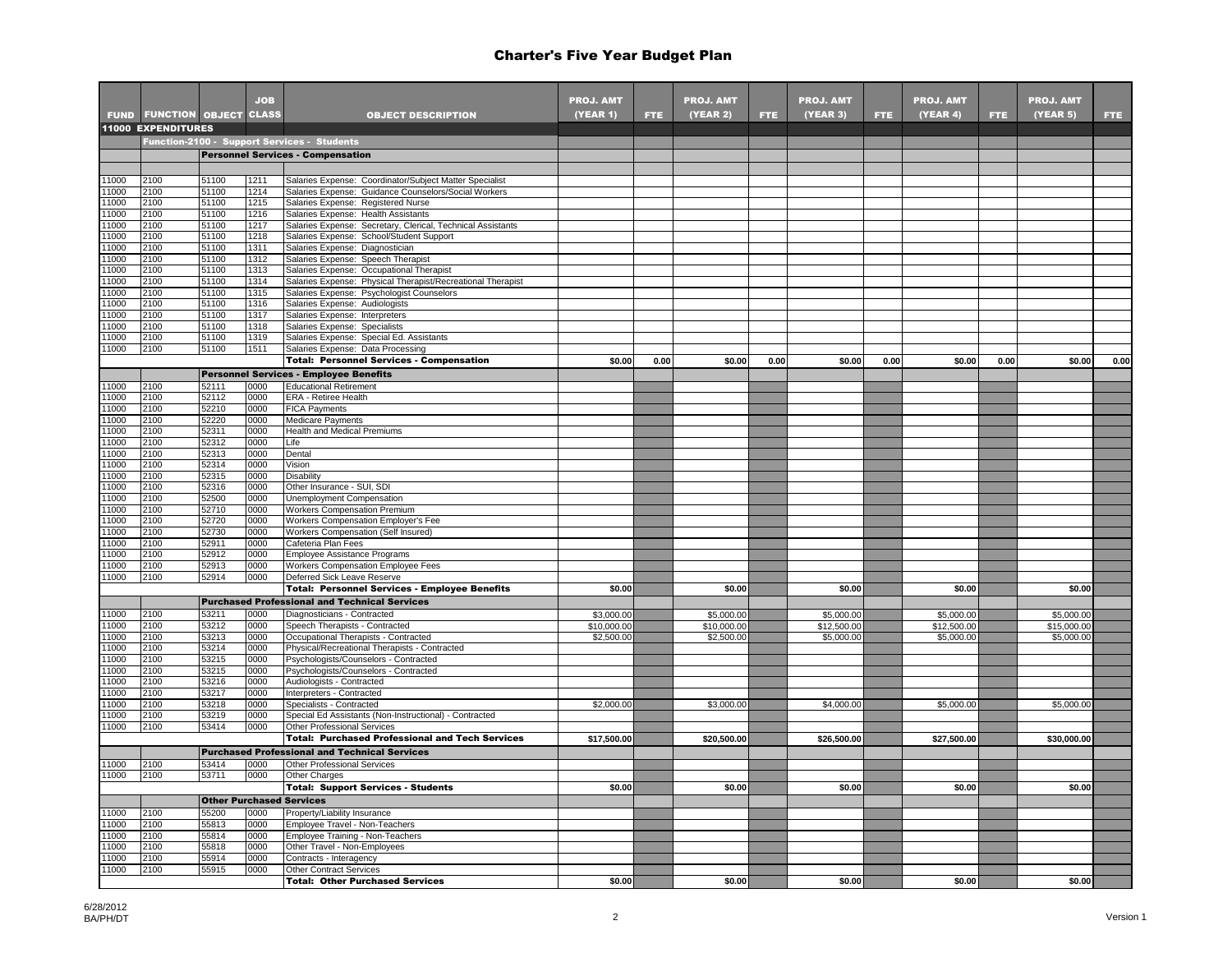# Charter's Five Year Budget Plan

| FUND | FUNCTION | OBJECT | JOB CLASS | OBJECT DESCRIPTION | PROJ. AMT (YEAR 1) | FTE | PROJ. AMT (YEAR 2) | FTE | PROJ. AMT (YEAR 3) | FTE | PROJ. AMT (YEAR 4) | FTE | PROJ. AMT (YEAR 5) | FTE |
|---|---|---|---|---|---|---|---|---|---|---|---|---|---|---|
| **11000 EXPENDITURES** | | | | | | | | | | | | | | |
| | **Function-2100 - Support Services - Students** | | | | | | | | | | | | | |
| | | **Personnel Services - Compensation** | | | | | | | | | | | | |
| 11000 | 2100 | 51100 | 1211 | Salaries Expense: Coordinator/Subject Matter Specialist | | | | | | | | | | |
| 11000 | 2100 | 51100 | 1214 | Salaries Expense: Guidance Counselors/Social Workers | | | | | | | | | | |
| 11000 | 2100 | 51100 | 1215 | Salaries Expense: Registered Nurse | | | | | | | | | | |
| 11000 | 2100 | 51100 | 1216 | Salaries Expense: Health Assistants | | | | | | | | | | |
| 11000 | 2100 | 51100 | 1217 | Salaries Expense: Secretary, Clerical, Technical Assistants | | | | | | | | | | |
| 11000 | 2100 | 51100 | 1218 | Salaries Expense: School/Student Support | | | | | | | | | | |
| 11000 | 2100 | 51100 | 1311 | Salaries Expense: Diagnostician | | | | | | | | | | |
| 11000 | 2100 | 51100 | 1312 | Salaries Expense: Speech Therapist | | | | | | | | | | |
| 11000 | 2100 | 51100 | 1313 | Salaries Expense: Occupational Therapist | | | | | | | | | | |
| 11000 | 2100 | 51100 | 1314 | Salaries Expense: Physical Therapist/Recreational Therapist | | | | | | | | | | |
| 11000 | 2100 | 51100 | 1315 | Salaries Expense: Psychologist Counselors | | | | | | | | | | |
| 11000 | 2100 | 51100 | 1316 | Salaries Expense: Audiologists | | | | | | | | | | |
| 11000 | 2100 | 51100 | 1317 | Salaries Expense: Interpreters | | | | | | | | | | |
| 11000 | 2100 | 51100 | 1318 | Salaries Expense: Specialists | | | | | | | | | | |
| 11000 | 2100 | 51100 | 1319 | Salaries Expense: Special Ed. Assistants | | | | | | | | | | |
| 11000 | 2100 | 51100 | 1511 | Salaries Expense: Data Processing | | | | | | | | | | |
| | | | | **Total: Personnel Services - Compensation** | **$0.00** | **0.00** | **$0.00** | **0.00** | **$0.00** | **0.00** | **$0.00** | **0.00** | **$0.00** | **0.00** |
| | | **Personnel Services - Employee Benefits** | | | | | | | | | | | | |
| 11000 | 2100 | 52111 | 0000 | Educational Retirement | | | | | | | | | | |
| 11000 | 2100 | 52112 | 0000 | ERA - Retiree Health | | | | | | | | | | |
| 11000 | 2100 | 52210 | 0000 | FICA Payments | | | | | | | | | | |
| 11000 | 2100 | 52220 | 0000 | Medicare Payments | | | | | | | | | | |
| 11000 | 2100 | 52311 | 0000 | Health and Medical Premiums | | | | | | | | | | |
| 11000 | 2100 | 52312 | 0000 | Life | | | | | | | | | | |
| 11000 | 2100 | 52313 | 0000 | Dental | | | | | | | | | | |
| 11000 | 2100 | 52314 | 0000 | Vision | | | | | | | | | | |
| 11000 | 2100 | 52315 | 0000 | Disability | | | | | | | | | | |
| 11000 | 2100 | 52316 | 0000 | Other Insurance - SUI, SDI | | | | | | | | | | |
| 11000 | 2100 | 52500 | 0000 | Unemployment Compensation | | | | | | | | | | |
| 11000 | 2100 | 52710 | 0000 | Workers Compensation Premium | | | | | | | | | | |
| 11000 | 2100 | 52720 | 0000 | Workers Compensation Employer's Fee | | | | | | | | | | |
| 11000 | 2100 | 52730 | 0000 | Workers Compensation (Self Insured) | | | | | | | | | | |
| 11000 | 2100 | 52911 | 0000 | Cafeteria Plan Fees | | | | | | | | | | |
| 11000 | 2100 | 52912 | 0000 | Employee Assistance Programs | | | | | | | | | | |
| 11000 | 2100 | 52913 | 0000 | Workers Compensation Employee Fees | | | | | | | | | | |
| 11000 | 2100 | 52914 | 0000 | Deferred Sick Leave Reserve | | | | | | | | | | |
| | | | | **Total: Personnel Services - Employee Benefits** | **$0.00** | | **$0.00** | | **$0.00** | | **$0.00** | | **$0.00** | |
| | | **Purchased Professional and Technical Services** | | | | | | | | | | | | |
| 11000 | 2100 | 53211 | 0000 | Diagnosticians - Contracted | $3,000.00 | | $5,000.00 | | $5,000.00 | | $5,000.00 | | $5,000.00 | |
| 11000 | 2100 | 53212 | 0000 | Speech Therapists - Contracted | $10,000.00 | | $10,000.00 | | $12,500.00 | | $12,500.00 | | $15,000.00 | |
| 11000 | 2100 | 53213 | 0000 | Occupational Therapists - Contracted | $2,500.00 | | $2,500.00 | | $5,000.00 | | $5,000.00 | | $5,000.00 | |
| 11000 | 2100 | 53214 | 0000 | Physical/Recreational Therapists - Contracted | | | | | | | | | | |
| 11000 | 2100 | 53215 | 0000 | Psychologists/Counselors - Contracted | | | | | | | | | | |
| 11000 | 2100 | 53215 | 0000 | Psychologists/Counselors - Contracted | | | | | | | | | | |
| 11000 | 2100 | 53216 | 0000 | Audiologists - Contracted | | | | | | | | | | |
| 11000 | 2100 | 53217 | 0000 | Interpreters - Contracted | | | | | | | | | | |
| 11000 | 2100 | 53218 | 0000 | Specialists - Contracted | $2,000.00 | | $3,000.00 | | $4,000.00 | | $5,000.00 | | $5,000.00 | |
| 11000 | 2100 | 53219 | 0000 | Special Ed Assistants (Non-Instructional) - Contracted | | | | | | | | | | |
| 11000 | 2100 | 53414 | 0000 | Other Professional Services | | | | | | | | | | |
| | | | | **Total: Purchased Professional and Tech Services** | **$17,500.00** | | **$20,500.00** | | **$26,500.00** | | **$27,500.00** | | **$30,000.00** | |
| | | **Purchased Professional and Technical Services** | | | | | | | | | | | | |
| 11000 | 2100 | 53414 | 0000 | Other Professional Services | | | | | | | | | | |
| 11000 | 2100 | 53711 | 0000 | Other Charges | | | | | | | | | | |
| | | | | **Total: Support Services - Students** | **$0.00** | | **$0.00** | | **$0.00** | | **$0.00** | | **$0.00** | |
| | | **Other Purchased Services** | | | | | | | | | | | | |
| 11000 | 2100 | 55200 | 0000 | Property/Liability Insurance | | | | | | | | | | |
| 11000 | 2100 | 55813 | 0000 | Employee Travel - Non-Teachers | | | | | | | | | | |
| 11000 | 2100 | 55814 | 0000 | Employee Training - Non-Teachers | | | | | | | | | | |
| 11000 | 2100 | 55818 | 0000 | Other Travel - Non-Employees | | | | | | | | | | |
| 11000 | 2100 | 55914 | 0000 | Contracts - Interagency | | | | | | | | | | |
| 11000 | 2100 | 55915 | 0000 | Other Contract Services | | | | | | | | | | |
| | | | | **Total: Other Purchased Services** | **$0.00** | | **$0.00** | | **$0.00** | | **$0.00** | | **$0.00** | |

6/28/2012
BA/PH/DT

Version 1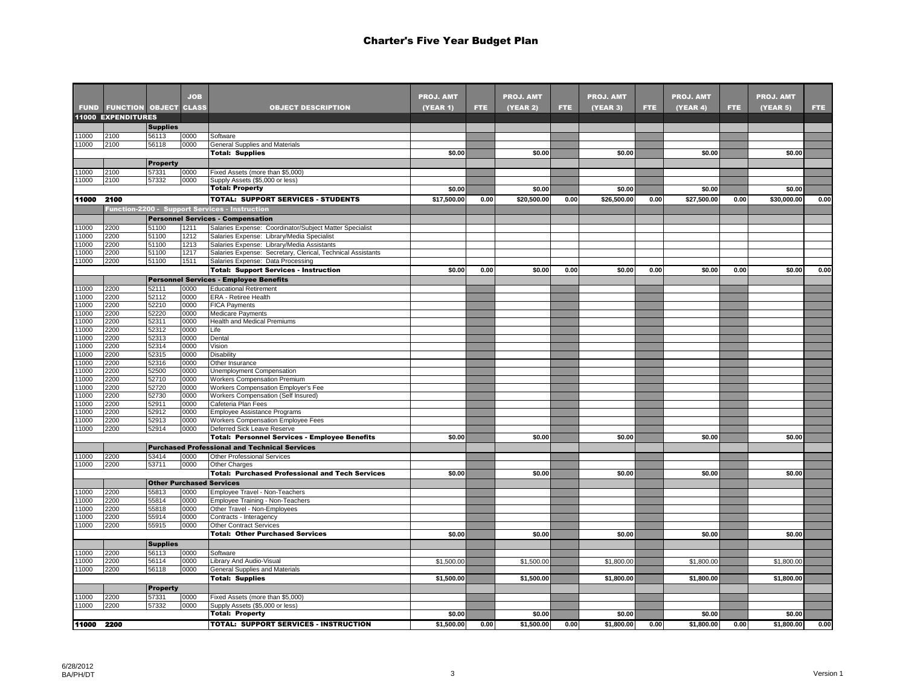# Charter's Five Year Budget Plan

| FUND | FUNCTION | OBJECT | JOB CLASS | OBJECT DESCRIPTION | PROJ. AMT (YEAR 1) | FTE | PROJ. AMT (YEAR 2) | FTE | PROJ. AMT (YEAR 3) | FTE | PROJ. AMT (YEAR 4) | FTE | PROJ. AMT (YEAR 5) | FTE |
|---|---|---|---|---|---|---|---|---|---|---|---|---|---|---|
| **11000 EXPENDITURES** | | | | | | | | | | | | | | |
| | | **Supplies** | | | | | | | | | | | | |
| 11000 | 2100 | 56113 | 0000 | Software | | | | | | | | | | |
| 11000 | 2100 | 56118 | 0000 | General Supplies and Materials | | | | | | | | | | |
| | | | | **Total: Supplies** | $0.00 | | $0.00 | | $0.00 | | $0.00 | | $0.00 | |
| | | **Property** | | | | | | | | | | | | |
| 11000 | 2100 | 57331 | 0000 | Fixed Assets (more than $5,000) | | | | | | | | | | |
| 11000 | 2100 | 57332 | 0000 | Supply Assets ($5,000 or less) | | | | | | | | | | |
| | | | | **Total: Property** | $0.00 | | $0.00 | | $0.00 | | $0.00 | | $0.00 | |
| **11000** | **2100** | | | **TOTAL: SUPPORT SERVICES - STUDENTS** | $17,500.00 | 0.00 | $20,500.00 | 0.00 | $26,500.00 | 0.00 | $27,500.00 | 0.00 | $30,000.00 | 0.00 |
| | **Function-2200 - Support Services - Instruction** | | | | | | | | | | | | | |
| | | **Personnel Services - Compensation** | | | | | | | | | | | | |
| 11000 | 2200 | 51100 | 1211 | Salaries Expense: Coordinator/Subject Matter Specialist | | | | | | | | | | |
| 11000 | 2200 | 51100 | 1212 | Salaries Expense: Library/Media Specialist | | | | | | | | | | |
| 11000 | 2200 | 51100 | 1213 | Salaries Expense: Library/Media Assistants | | | | | | | | | | |
| 11000 | 2200 | 51100 | 1217 | Salaries Expense: Secretary, Clerical, Technical Assistants | | | | | | | | | | |
| 11000 | 2200 | 51100 | 1511 | Salaries Expense: Data Processing | | | | | | | | | | |
| | | | | **Total: Support Services - Instruction** | $0.00 | 0.00 | $0.00 | 0.00 | $0.00 | 0.00 | $0.00 | 0.00 | $0.00 | 0.00 |
| | | **Personnel Services - Employee Benefits** | | | | | | | | | | | | |
| 11000 | 2200 | 52111 | 0000 | Educational Retirement | | | | | | | | | | |
| 11000 | 2200 | 52112 | 0000 | ERA - Retiree Health | | | | | | | | | | |
| 11000 | 2200 | 52210 | 0000 | FICA Payments | | | | | | | | | | |
| 11000 | 2200 | 52220 | 0000 | Medicare Payments | | | | | | | | | | |
| 11000 | 2200 | 52311 | 0000 | Health and Medical Premiums | | | | | | | | | | |
| 11000 | 2200 | 52312 | 0000 | Life | | | | | | | | | | |
| 11000 | 2200 | 52313 | 0000 | Dental | | | | | | | | | | |
| 11000 | 2200 | 52314 | 0000 | Vision | | | | | | | | | | |
| 11000 | 2200 | 52315 | 0000 | Disability | | | | | | | | | | |
| 11000 | 2200 | 52316 | 0000 | Other Insurance | | | | | | | | | | |
| 11000 | 2200 | 52500 | 0000 | Unemployment Compensation | | | | | | | | | | |
| 11000 | 2200 | 52710 | 0000 | Workers Compensation Premium | | | | | | | | | | |
| 11000 | 2200 | 52720 | 0000 | Workers Compensation Employer's Fee | | | | | | | | | | |
| 11000 | 2200 | 52730 | 0000 | Workers Compensation (Self Insured) | | | | | | | | | | |
| 11000 | 2200 | 52911 | 0000 | Cafeteria Plan Fees | | | | | | | | | | |
| 11000 | 2200 | 52912 | 0000 | Employee Assistance Programs | | | | | | | | | | |
| 11000 | 2200 | 52913 | 0000 | Workers Compensation Employee Fees | | | | | | | | | | |
| 11000 | 2200 | 52914 | 0000 | Deferred Sick Leave Reserve | | | | | | | | | | |
| | | | | **Total: Personnel Services - Employee Benefits** | $0.00 | | $0.00 | | $0.00 | | $0.00 | | $0.00 | |
| | | **Purchased Professional and Technical Services** | | | | | | | | | | | | |
| 11000 | 2200 | 53414 | 0000 | Other Professional Services | | | | | | | | | | |
| 11000 | 2200 | 53711 | 0000 | Other Charges | | | | | | | | | | |
| | | | | **Total: Purchased Professional and Tech Services** | $0.00 | | $0.00 | | $0.00 | | $0.00 | | $0.00 | |
| | | **Other Purchased Services** | | | | | | | | | | | | |
| 11000 | 2200 | 55813 | 0000 | Employee Travel - Non-Teachers | | | | | | | | | | |
| 11000 | 2200 | 55814 | 0000 | Employee Training - Non-Teachers | | | | | | | | | | |
| 11000 | 2200 | 55818 | 0000 | Other Travel - Non-Employees | | | | | | | | | | |
| 11000 | 2200 | 55914 | 0000 | Contracts - Interagency | | | | | | | | | | |
| 11000 | 2200 | 55915 | 0000 | Other Contract Services | | | | | | | | | | |
| | | | | **Total: Other Purchased Services** | $0.00 | | $0.00 | | $0.00 | | $0.00 | | $0.00 | |
| | | **Supplies** | | | | | | | | | | | | |
| 11000 | 2200 | 56113 | 0000 | Software | | | | | | | | | | |
| 11000 | 2200 | 56114 | 0000 | Library And Audio-Visual | $1,500.00 | | $1,500.00 | | $1,800.00 | | $1,800.00 | | $1,800.00 | |
| 11000 | 2200 | 56118 | 0000 | General Supplies and Materials | | | | | | | | | | |
| | | | | **Total: Supplies** | $1,500.00 | | $1,500.00 | | $1,800.00 | | $1,800.00 | | $1,800.00 | |
| | | **Property** | | | | | | | | | | | | |
| 11000 | 2200 | 57331 | 0000 | Fixed Assets (more than $5,000) | | | | | | | | | | |
| 11000 | 2200 | 57332 | 0000 | Supply Assets ($5,000 or less) | | | | | | | | | | |
| | | | | **Total: Property** | $0.00 | | $0.00 | | $0.00 | | $0.00 | | $0.00 | |
| **11000** | **2200** | | | **TOTAL: SUPPORT SERVICES - INSTRUCTION** | $1,500.00 | 0.00 | $1,500.00 | 0.00 | $1,800.00 | 0.00 | $1,800.00 | 0.00 | $1,800.00 | 0.00 |

6/28/2012
BA/PH/DT

Version 1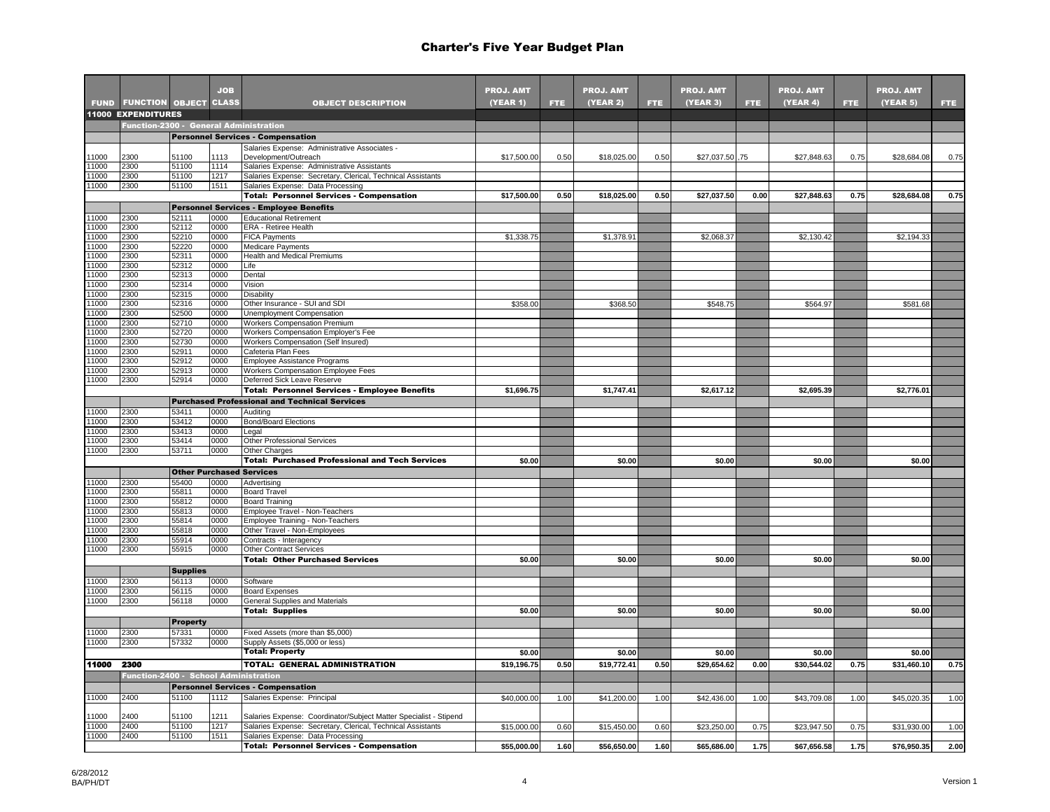# Charter's Five Year Budget Plan

| FUND | FUNCTION | OBJECT | JOB CLASS | OBJECT DESCRIPTION | PROJ. AMT (YEAR 1) | FTE | PROJ. AMT (YEAR 2) | FTE | PROJ. AMT (YEAR 3) | FTE | PROJ. AMT (YEAR 4) | FTE | PROJ. AMT (YEAR 5) | FTE |
|---|---|---|---|---|---|---|---|---|---|---|---|---|---|---|
| **11000 EXPENDITURES** | | | | | | | | | | | | | | |
| | **Function-2300 - General Administration** | | | | | | | | | | | | | |
| | | **Personnel Services - Compensation** | | | | | | | | | | | | |
| 11000 | 2300 | 51100 | 1113 | Salaries Expense: Administrative Associates - Development/Outreach | $17,500.00 | 0.50 | $18,025.00 | 0.50 | $27,037.50 | .75 | $27,848.63 | 0.75 | $28,684.08 | 0.75 |
| 11000 | 2300 | 51100 | 1114 | Salaries Expense: Administrative Assistants | | | | | | | | | | |
| 11000 | 2300 | 51100 | 1217 | Salaries Expense: Secretary, Clerical, Technical Assistants | | | | | | | | | | |
| 11000 | 2300 | 51100 | 1511 | Salaries Expense: Data Processing | | | | | | | | | | |
| | | | | **Total: Personnel Services - Compensation** | $17,500.00 | 0.50 | $18,025.00 | 0.50 | $27,037.50 | 0.00 | $27,848.63 | 0.75 | $28,684.08 | 0.75 |
| | | **Personnel Services - Employee Benefits** | | | | | | | | | | | | |
| 11000 | 2300 | 52111 | 0000 | Educational Retirement | | | | | | | | | | |
| 11000 | 2300 | 52112 | 0000 | ERA - Retiree Health | | | | | | | | | | |
| 11000 | 2300 | 52210 | 0000 | FICA Payments | $1,338.75 | | $1,378.91 | | $2,068.37 | | $2,130.42 | | $2,194.33 | |
| 11000 | 2300 | 52220 | 0000 | Medicare Payments | | | | | | | | | | |
| 11000 | 2300 | 52311 | 0000 | Health and Medical Premiums | | | | | | | | | | |
| 11000 | 2300 | 52312 | 0000 | Life | | | | | | | | | | |
| 11000 | 2300 | 52313 | 0000 | Dental | | | | | | | | | | |
| 11000 | 2300 | 52314 | 0000 | Vision | | | | | | | | | | |
| 11000 | 2300 | 52315 | 0000 | Disability | | | | | | | | | | |
| 11000 | 2300 | 52316 | 0000 | Other Insurance - SUI and SDI | $358.00 | | $368.50 | | $548.75 | | $564.97 | | $581.68 | |
| 11000 | 2300 | 52500 | 0000 | Unemployment Compensation | | | | | | | | | | |
| 11000 | 2300 | 52710 | 0000 | Workers Compensation Premium | | | | | | | | | | |
| 11000 | 2300 | 52720 | 0000 | Workers Compensation Employer's Fee | | | | | | | | | | |
| 11000 | 2300 | 52730 | 0000 | Workers Compensation (Self Insured) | | | | | | | | | | |
| 11000 | 2300 | 52911 | 0000 | Cafeteria Plan Fees | | | | | | | | | | |
| 11000 | 2300 | 52912 | 0000 | Employee Assistance Programs | | | | | | | | | | |
| 11000 | 2300 | 52913 | 0000 | Workers Compensation Employee Fees | | | | | | | | | | |
| 11000 | 2300 | 52914 | 0000 | Deferred Sick Leave Reserve | | | | | | | | | | |
| | | | | **Total: Personnel Services - Employee Benefits** | $1,696.75 | | $1,747.41 | | $2,617.12 | | $2,695.39 | | $2,776.01 | |
| | | **Purchased Professional and Technical Services** | | | | | | | | | | | | |
| 11000 | 2300 | 53411 | 0000 | Auditing | | | | | | | | | | |
| 11000 | 2300 | 53412 | 0000 | Bond/Board Elections | | | | | | | | | | |
| 11000 | 2300 | 53413 | 0000 | Legal | | | | | | | | | | |
| 11000 | 2300 | 53414 | 0000 | Other Professional Services | | | | | | | | | | |
| 11000 | 2300 | 53711 | 0000 | Other Charges | | | | | | | | | | |
| | | | | **Total: Purchased Professional and Tech Services** | $0.00 | | $0.00 | | $0.00 | | $0.00 | | $0.00 | |
| | | **Other Purchased Services** | | | | | | | | | | | | |
| 11000 | 2300 | 55400 | 0000 | Advertising | | | | | | | | | | |
| 11000 | 2300 | 55811 | 0000 | Board Travel | | | | | | | | | | |
| 11000 | 2300 | 55812 | 0000 | Board Training | | | | | | | | | | |
| 11000 | 2300 | 55813 | 0000 | Employee Travel - Non-Teachers | | | | | | | | | | |
| 11000 | 2300 | 55814 | 0000 | Employee Training - Non-Teachers | | | | | | | | | | |
| 11000 | 2300 | 55818 | 0000 | Other Travel - Non-Employees | | | | | | | | | | |
| 11000 | 2300 | 55914 | 0000 | Contracts - Interagency | | | | | | | | | | |
| 11000 | 2300 | 55915 | 0000 | Other Contract Services | | | | | | | | | | |
| | | | | **Total: Other Purchased Services** | $0.00 | | $0.00 | | $0.00 | | $0.00 | | $0.00 | |
| | | **Supplies** | | | | | | | | | | | | |
| 11000 | 2300 | 56113 | 0000 | Software | | | | | | | | | | |
| 11000 | 2300 | 56115 | 0000 | Board Expenses | | | | | | | | | | |
| 11000 | 2300 | 56118 | 0000 | General Supplies and Materials | | | | | | | | | | |
| | | | | **Total: Supplies** | $0.00 | | $0.00 | | $0.00 | | $0.00 | | $0.00 | |
| | | **Property** | | | | | | | | | | | | |
| 11000 | 2300 | 57331 | 0000 | Fixed Assets (more than $5,000) | | | | | | | | | | |
| 11000 | 2300 | 57332 | 0000 | Supply Assets ($5,000 or less) | | | | | | | | | | |
| | | | | **Total: Property** | $0.00 | | $0.00 | | $0.00 | | $0.00 | | $0.00 | |
| **11000** | **2300** | | | **TOTAL: GENERAL ADMINISTRATION** | $19,196.75 | 0.50 | $19,772.41 | 0.50 | $29,654.62 | 0.00 | $30,544.02 | 0.75 | $31,460.10 | 0.75 |
| | **Function-2400 - School Administration** | | | | | | | | | | | | | |
| | | **Personnel Services - Compensation** | | | | | | | | | | | | |
| 11000 | 2400 | 51100 | 1112 | Salaries Expense: Principal | $40,000.00 | 1.00 | $41,200.00 | 1.00 | $42,436.00 | 1.00 | $43,709.08 | 1.00 | $45,020.35 | 1.00 |
| 11000 | 2400 | 51100 | 1211 | Salaries Expense: Coordinator/Subject Matter Specialist - Stipend | | | | | | | | | | |
| 11000 | 2400 | 51100 | 1217 | Salaries Expense: Secretary, Clerical, Technical Assistants | $15,000.00 | 0.60 | $15,450.00 | 0.60 | $23,250.00 | 0.75 | $23,947.50 | 0.75 | $31,930.00 | 1.00 |
| 11000 | 2400 | 51100 | 1511 | Salaries Expense: Data Processing | | | | | | | | | | |
| | | | | **Total: Personnel Services - Compensation** | $55,000.00 | 1.60 | $56,650.00 | 1.60 | $65,686.00 | 1.75 | $67,656.58 | 1.75 | $76,950.35 | 2.00 |

6/28/2012
BA/PH/DT

Version 1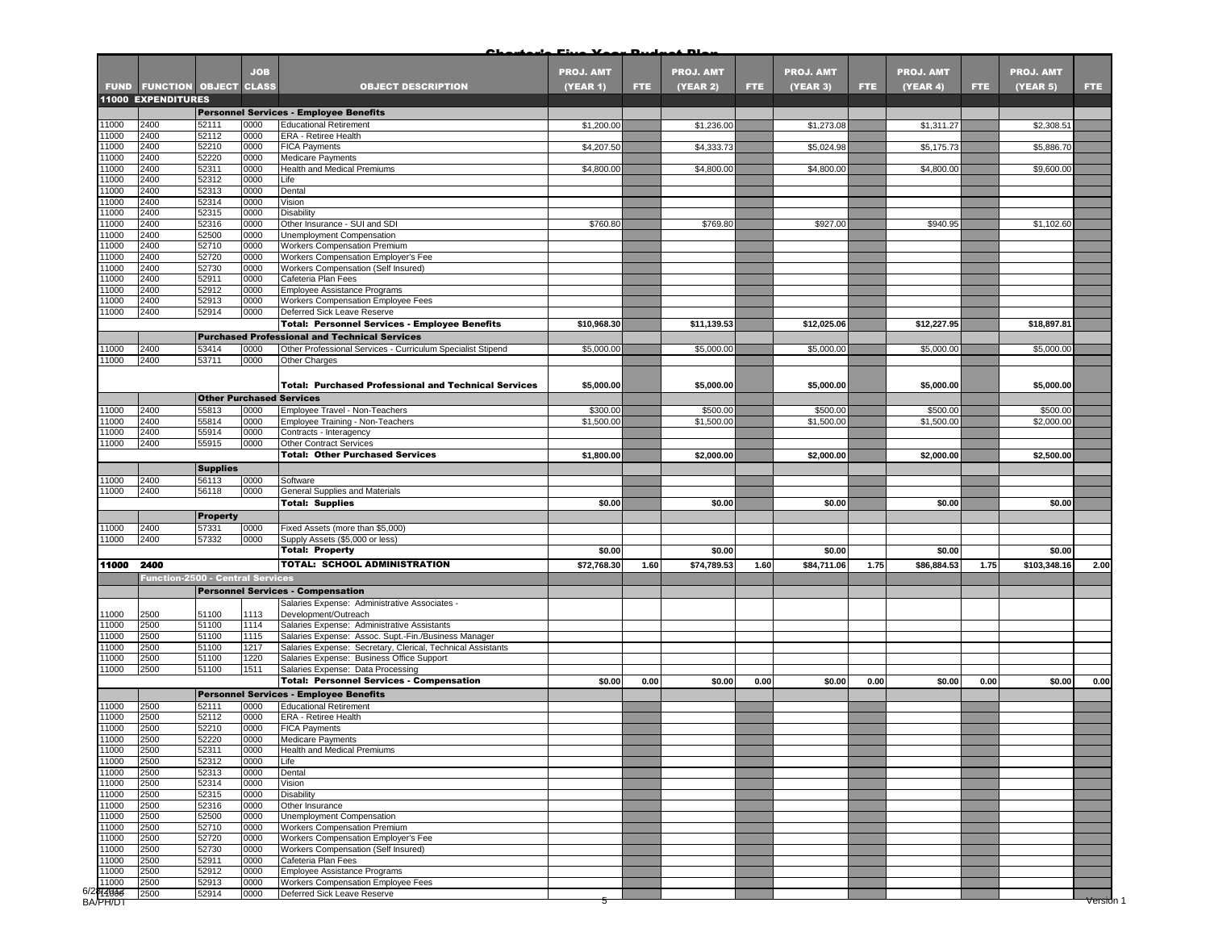| FUND | FUNCTION | OBJECT | JOB CLASS | OBJECT DESCRIPTION | PROJ. AMT (YEAR 1) | FTE | PROJ. AMT (YEAR 2) | FTE | PROJ. AMT (YEAR 3) | FTE | PROJ. AMT (YEAR 4) | FTE | PROJ. AMT (YEAR 5) | FTE |
|---|---|---|---|---|---|---|---|---|---|---|---|---|---|---|
| **11000 EXPENDITURES** | | | | | | | | | | | | | | |
| | | | | **Personnel Services - Employee Benefits** | | | | | | | | | | |
| 11000 | 2400 | 52111 | 0000 | Educational Retirement | $1,200.00 | | $1,236.00 | | $1,273.08 | | $1,311.27 | | $2,308.51 | |
| 11000 | 2400 | 52112 | 0000 | ERA - Retiree Health | | | | | | | | | | |
| 11000 | 2400 | 52210 | 0000 | FICA Payments | $4,207.50 | | $4,333.73 | | $5,024.98 | | $5,175.73 | | $5,886.70 | |
| 11000 | 2400 | 52220 | 0000 | Medicare Payments | | | | | | | | | | |
| 11000 | 2400 | 52311 | 0000 | Health and Medical Premiums | $4,800.00 | | $4,800.00 | | $4,800.00 | | $4,800.00 | | $9,600.00 | |
| 11000 | 2400 | 52312 | 0000 | Life | | | | | | | | | | |
| 11000 | 2400 | 52313 | 0000 | Dental | | | | | | | | | | |
| 11000 | 2400 | 52314 | 0000 | Vision | | | | | | | | | | |
| 11000 | 2400 | 52315 | 0000 | Disability | | | | | | | | | | |
| 11000 | 2400 | 52316 | 0000 | Other Insurance - SUI and SDI | $760.80 | | $769.80 | | $927.00 | | $940.95 | | $1,102.60 | |
| 11000 | 2400 | 52500 | 0000 | Unemployment Compensation | | | | | | | | | | |
| 11000 | 2400 | 52710 | 0000 | Workers Compensation Premium | | | | | | | | | | |
| 11000 | 2400 | 52720 | 0000 | Workers Compensation Employer's Fee | | | | | | | | | | |
| 11000 | 2400 | 52730 | 0000 | Workers Compensation (Self Insured) | | | | | | | | | | |
| 11000 | 2400 | 52911 | 0000 | Cafeteria Plan Fees | | | | | | | | | | |
| 11000 | 2400 | 52912 | 0000 | Employee Assistance Programs | | | | | | | | | | |
| 11000 | 2400 | 52913 | 0000 | Workers Compensation Employee Fees | | | | | | | | | | |
| 11000 | 2400 | 52914 | 0000 | Deferred Sick Leave Reserve | | | | | | | | | | |
| | | | | **Total: Personnel Services - Employee Benefits** | **$10,968.30** | | **$11,139.53** | | **$12,025.06** | | **$12,227.95** | | **$18,897.81** | |
| | | | | **Purchased Professional and Technical Services** | | | | | | | | | | |
| 11000 | 2400 | 53414 | 0000 | Other Professional Services - Curriculum Specialist Stipend | $5,000.00 | | $5,000.00 | | $5,000.00 | | $5,000.00 | | $5,000.00 | |
| 11000 | 2400 | 53711 | 0000 | Other Charges | | | | | | | | | | |
| | | | | **Total: Purchased Professional and Technical Services** | **$5,000.00** | | **$5,000.00** | | **$5,000.00** | | **$5,000.00** | | **$5,000.00** | |
| | | **Other Purchased Services** | | | | | | | | | | | | |
| 11000 | 2400 | 55813 | 0000 | Employee Travel - Non-Teachers | $300.00 | | $500.00 | | $500.00 | | $500.00 | | $500.00 | |
| 11000 | 2400 | 55814 | 0000 | Employee Training - Non-Teachers | $1,500.00 | | $1,500.00 | | $1,500.00 | | $1,500.00 | | $2,000.00 | |
| 11000 | 2400 | 55914 | 0000 | Contracts - Interagency | | | | | | | | | | |
| 11000 | 2400 | 55915 | 0000 | Other Contract Services | | | | | | | | | | |
| | | | | **Total: Other Purchased Services** | **$1,800.00** | | **$2,000.00** | | **$2,000.00** | | **$2,000.00** | | **$2,500.00** | |
| | | **Supplies** | | | | | | | | | | | | |
| 11000 | 2400 | 56113 | 0000 | Software | | | | | | | | | | |
| 11000 | 2400 | 56118 | 0000 | General Supplies and Materials | | | | | | | | | | |
| | | | | **Total: Supplies** | **$0.00** | | **$0.00** | | **$0.00** | | **$0.00** | | **$0.00** | |
| | | **Property** | | | | | | | | | | | | |
| 11000 | 2400 | 57331 | 0000 | Fixed Assets (more than $5,000) | | | | | | | | | | |
| 11000 | 2400 | 57332 | 0000 | Supply Assets ($5,000 or less) | | | | | | | | | | |
| | | | | **Total: Property** | **$0.00** | | **$0.00** | | **$0.00** | | **$0.00** | | **$0.00** | |
| **11000** | **2400** | | | **TOTAL: SCHOOL ADMINISTRATION** | **$72,768.30** | **1.60** | **$74,789.53** | **1.60** | **$84,711.06** | **1.75** | **$86,884.53** | **1.75** | **$103,348.16** | **2.00** |
| | **Function-2500 - Central Services** | | | | | | | | | | | | | |
| | | | | **Personnel Services - Compensation** | | | | | | | | | | |
| 11000 | 2500 | 51100 | 1113 | Salaries Expense: Administrative Associates - Development/Outreach | | | | | | | | | | |
| 11000 | 2500 | 51100 | 1114 | Salaries Expense: Administrative Assistants | | | | | | | | | | |
| 11000 | 2500 | 51100 | 1115 | Salaries Expense: Assoc. Supt.-Fin./Business Manager | | | | | | | | | | |
| 11000 | 2500 | 51100 | 1217 | Salaries Expense: Secretary, Clerical, Technical Assistants | | | | | | | | | | |
| 11000 | 2500 | 51100 | 1220 | Salaries Expense: Business Office Support | | | | | | | | | | |
| 11000 | 2500 | 51100 | 1511 | Salaries Expense: Data Processing | | | | | | | | | | |
| | | | | **Total: Personnel Services - Compensation** | **$0.00** | **0.00** | **$0.00** | **0.00** | **$0.00** | **0.00** | **$0.00** | **0.00** | **$0.00** | **0.00** |
| | | | | **Personnel Services - Employee Benefits** | | | | | | | | | | |
| 11000 | 2500 | 52111 | 0000 | Educational Retirement | | | | | | | | | | |
| 11000 | 2500 | 52112 | 0000 | ERA - Retiree Health | | | | | | | | | | |
| 11000 | 2500 | 52210 | 0000 | FICA Payments | | | | | | | | | | |
| 11000 | 2500 | 52220 | 0000 | Medicare Payments | | | | | | | | | | |
| 11000 | 2500 | 52311 | 0000 | Health and Medical Premiums | | | | | | | | | | |
| 11000 | 2500 | 52312 | 0000 | Life | | | | | | | | | | |
| 11000 | 2500 | 52313 | 0000 | Dental | | | | | | | | | | |
| 11000 | 2500 | 52314 | 0000 | Vision | | | | | | | | | | |
| 11000 | 2500 | 52315 | 0000 | Disability | | | | | | | | | | |
| 11000 | 2500 | 52316 | 0000 | Other Insurance | | | | | | | | | | |
| 11000 | 2500 | 52500 | 0000 | Unemployment Compensation | | | | | | | | | | |
| 11000 | 2500 | 52710 | 0000 | Workers Compensation Premium | | | | | | | | | | |
| 11000 | 2500 | 52720 | 0000 | Workers Compensation Employer's Fee | | | | | | | | | | |
| 11000 | 2500 | 52730 | 0000 | Workers Compensation (Self Insured) | | | | | | | | | | |
| 11000 | 2500 | 52911 | 0000 | Cafeteria Plan Fees | | | | | | | | | | |
| 11000 | 2500 | 52912 | 0000 | Employee Assistance Programs | | | | | | | | | | |
| 11000 | 2500 | 52913 | 0000 | Workers Compensation Employee Fees | | | | | | | | | | |
| 11000 | 2500 | 52914 | 0000 | Deferred Sick Leave Reserve | | | | | | | | | | |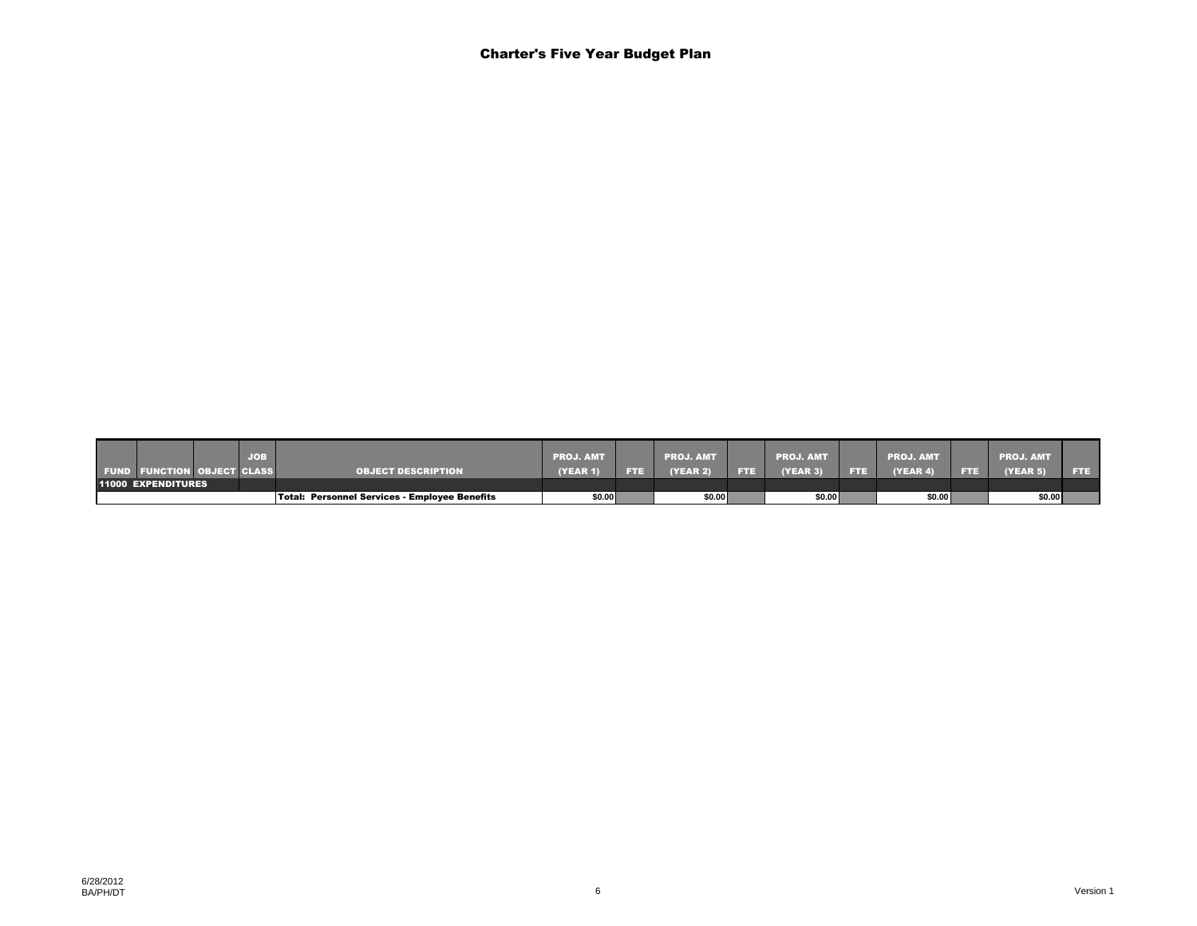# Charter's Five Year Budget Plan

| FUND | FUNCTION | OBJECT | JOB CLASS | OBJECT DESCRIPTION | PROJ. AMT (YEAR 1) | FTE | PROJ. AMT (YEAR 2) | FTE | PROJ. AMT (YEAR 3) | FTE | PROJ. AMT (YEAR 4) | FTE | PROJ. AMT (YEAR 5) | FTE |
|---|---|---|---|---|---|---|---|---|---|---|---|---|---|---|
| **11000 EXPENDITURES** | | | | | | | | | | | | | | |
| | | | | **Total: Personnel Services - Employee Benefits** | $0.00 | | $0.00 | | $0.00 | | $0.00 | | $0.00 | |

6/28/2012
BA/PH/DT

Version 1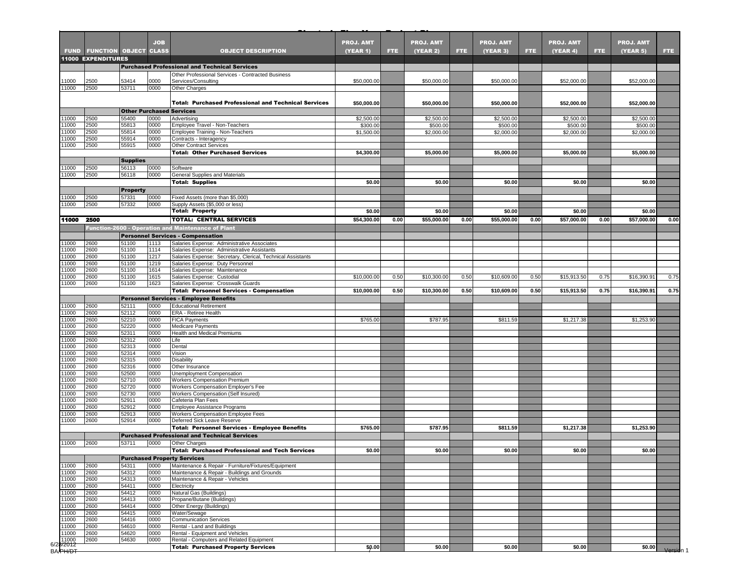| FUND | FUNCTION | OBJECT | JOB CLASS | OBJECT DESCRIPTION | PROJ. AMT (YEAR 1) | FTE | PROJ. AMT (YEAR 2) | FTE | PROJ. AMT (YEAR 3) | FTE | PROJ. AMT (YEAR 4) | FTE | PROJ. AMT (YEAR 5) | FTE |
|---|---|---|---|---|---|---|---|---|---|---|---|---|---|---|
| 11000 EXPENDITURES | | | | | | | | | | | | | | |
| | | Purchased Professional and Technical Services | | | | | | | | | | | | |
| 11000 | 2500 | 53414 | 0000 | Other Professional Services - Contracted Business Services/Consulting | $50,000.00 | | $50,000.00 | | $50,000.00 | | $52,000.00 | | $52,000.00 | |
| 11000 | 2500 | 53711 | 0000 | Other Charges | | | | | | | | | | |
| | | | | Total: Purchased Professional and Technical Services | $50,000.00 | | $50,000.00 | | $50,000.00 | | $52,000.00 | | $52,000.00 | |
| | | Other Purchased Services | | | | | | | | | | | | |
| 11000 | 2500 | 55400 | 0000 | Advertising | $2,500.00 | | $2,500.00 | | $2,500.00 | | $2,500.00 | | $2,500.00 | |
| 11000 | 2500 | 55813 | 0000 | Employee Travel - Non-Teachers | $300.00 | | $500.00 | | $500.00 | | $500.00 | | $500.00 | |
| 11000 | 2500 | 55814 | 0000 | Employee Training - Non-Teachers | $1,500.00 | | $2,000.00 | | $2,000.00 | | $2,000.00 | | $2,000.00 | |
| 11000 | 2500 | 55914 | 0000 | Contracts - Interagency | | | | | | | | | | |
| 11000 | 2500 | 55915 | 0000 | Other Contract Services | | | | | | | | | | |
| | | | | Total: Other Purchased Services | $4,300.00 | | $5,000.00 | | $5,000.00 | | $5,000.00 | | $5,000.00 | |
| | | Supplies | | | | | | | | | | | | |
| 11000 | 2500 | 56113 | 0000 | Software | | | | | | | | | | |
| 11000 | 2500 | 56118 | 0000 | General Supplies and Materials | | | | | | | | | | |
| | | | | Total: Supplies | $0.00 | | $0.00 | | $0.00 | | $0.00 | | $0.00 | |
| | | Property | | | | | | | | | | | | |
| 11000 | 2500 | 57331 | 0000 | Fixed Assets (more than $5,000) | | | | | | | | | | |
| 11000 | 2500 | 57332 | 0000 | Supply Assets ($5,000 or less) | | | | | | | | | | |
| | | | | Total: Property | $0.00 | | $0.00 | | $0.00 | | $0.00 | | $0.00 | |
| 11000 | 2500 | | | TOTAL: CENTRAL SERVICES | $54,300.00 | 0.00 | $55,000.00 | 0.00 | $55,000.00 | 0.00 | $57,000.00 | 0.00 | $57,000.00 | 0.00 |
| | Function-2600 - Operation and Maintenance of Plant | | | | | | | | | | | | | |
| | | Personnel Services - Compensation | | | | | | | | | | | | |
| 11000 | 2600 | 51100 | 1113 | Salaries Expense: Administrative Associates | | | | | | | | | | |
| 11000 | 2600 | 51100 | 1114 | Salaries Expense: Administrative Assistants | | | | | | | | | | |
| 11000 | 2600 | 51100 | 1217 | Salaries Expense: Secretary, Clerical, Technical Assistants | | | | | | | | | | |
| 11000 | 2600 | 51100 | 1219 | Salaries Expense: Duty Personnel | | | | | | | | | | |
| 11000 | 2600 | 51100 | 1614 | Salaries Expense: Maintenance | | | | | | | | | | |
| 11000 | 2600 | 51100 | 1615 | Salaries Expense: Custodial | $10,000.00 | 0.50 | $10,300.00 | 0.50 | $10,609.00 | 0.50 | $15,913.50 | 0.75 | $16,390.91 | 0.75 |
| 11000 | 2600 | 51100 | 1623 | Salaries Expense: Crosswalk Guards | | | | | | | | | | |
| | | | | Total: Personnel Services - Compensation | $10,000.00 | 0.50 | $10,300.00 | 0.50 | $10,609.00 | 0.50 | $15,913.50 | 0.75 | $16,390.91 | 0.75 |
| | | Personnel Services - Employee Benefits | | | | | | | | | | | | |
| 11000 | 2600 | 52111 | 0000 | Educational Retirement | | | | | | | | | | |
| 11000 | 2600 | 52112 | 0000 | ERA - Retiree Health | | | | | | | | | | |
| 11000 | 2600 | 52210 | 0000 | FICA Payments | $765.00 | | $787.95 | | $811.59 | | $1,217.38 | | $1,253.90 | |
| 11000 | 2600 | 52220 | 0000 | Medicare Payments | | | | | | | | | | |
| 11000 | 2600 | 52311 | 0000 | Health and Medical Premiums | | | | | | | | | | |
| 11000 | 2600 | 52312 | 0000 | Life | | | | | | | | | | |
| 11000 | 2600 | 52313 | 0000 | Dental | | | | | | | | | | |
| 11000 | 2600 | 52314 | 0000 | Vision | | | | | | | | | | |
| 11000 | 2600 | 52315 | 0000 | Disability | | | | | | | | | | |
| 11000 | 2600 | 52316 | 0000 | Other Insurance | | | | | | | | | | |
| 11000 | 2600 | 52500 | 0000 | Unemployment Compensation | | | | | | | | | | |
| 11000 | 2600 | 52710 | 0000 | Workers Compensation Premium | | | | | | | | | | |
| 11000 | 2600 | 52720 | 0000 | Workers Compensation Employer's Fee | | | | | | | | | | |
| 11000 | 2600 | 52730 | 0000 | Workers Compensation (Self Insured) | | | | | | | | | | |
| 11000 | 2600 | 52911 | 0000 | Cafeteria Plan Fees | | | | | | | | | | |
| 11000 | 2600 | 52912 | 0000 | Employee Assistance Programs | | | | | | | | | | |
| 11000 | 2600 | 52913 | 0000 | Workers Compensation Employee Fees | | | | | | | | | | |
| 11000 | 2600 | 52914 | 0000 | Deferred Sick Leave Reserve | | | | | | | | | | |
| | | | | Total: Personnel Services - Employee Benefits | $765.00 | | $787.95 | | $811.59 | | $1,217.38 | | $1,253.90 | |
| | | Purchased Professional and Technical Services | | | | | | | | | | | | |
| 11000 | 2600 | 53711 | 0000 | Other Charges | | | | | | | | | | |
| | | | | Total: Purchased Professional and Tech Services | $0.00 | | $0.00 | | $0.00 | | $0.00 | | $0.00 | |
| | | Purchased Property Services | | | | | | | | | | | | |
| 11000 | 2600 | 54311 | 0000 | Maintenance & Repair - Furniture/Fixtures/Equipment | | | | | | | | | | |
| 11000 | 2600 | 54312 | 0000 | Maintenance & Repair - Buildings and Grounds | | | | | | | | | | |
| 11000 | 2600 | 54313 | 0000 | Maintenance & Repair - Vehicles | | | | | | | | | | |
| 11000 | 2600 | 54411 | 0000 | Electricity | | | | | | | | | | |
| 11000 | 2600 | 54412 | 0000 | Natural Gas (Buildings) | | | | | | | | | | |
| 11000 | 2600 | 54413 | 0000 | Propane/Butane (Buildings) | | | | | | | | | | |
| 11000 | 2600 | 54414 | 0000 | Other Energy (Buildings) | | | | | | | | | | |
| 11000 | 2600 | 54415 | 0000 | Water/Sewage | | | | | | | | | | |
| 11000 | 2600 | 54416 | 0000 | Communication Services | | | | | | | | | | |
| 11000 | 2600 | 54610 | 0000 | Rental - Land and Buildings | | | | | | | | | | |
| 11000 | 2600 | 54620 | 0000 | Rental - Equipment and Vehicles | | | | | | | | | | |
| 11000 | 2600 | 54630 | 0000 | Rental - Computers and Related Equipment | | | | | | | | | | |
| | | | | Total: Purchased Property Services | $0.00 | | $0.00 | | $0.00 | | $0.00 | | $0.00 | |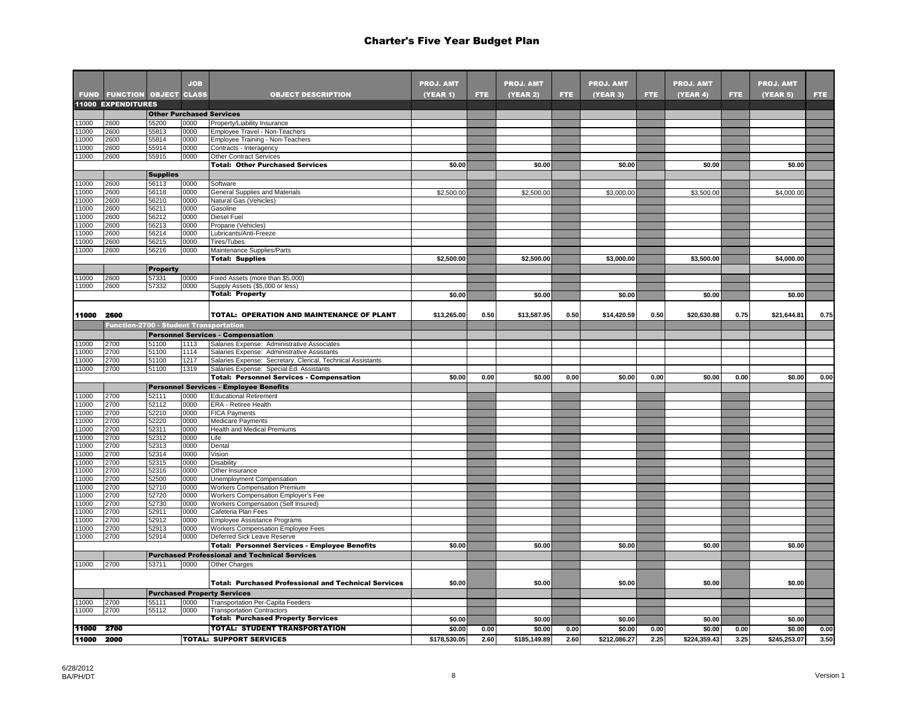# Charter's Five Year Budget Plan

| FUND | FUNCTION | OBJECT | JOB CLASS | OBJECT DESCRIPTION | PROJ. AMT (YEAR 1) | FTE | PROJ. AMT (YEAR 2) | FTE | PROJ. AMT (YEAR 3) | FTE | PROJ. AMT (YEAR 4) | FTE | PROJ. AMT (YEAR 5) | FTE |
|---|---|---|---|---|---|---|---|---|---|---|---|---|---|---|
| **11000 EXPENDITURES** | | | | | | | | | | | | | | |
| | | **Other Purchased Services** | | | | | | | | | | | | |
| 11000 | 2600 | 55200 | 0000 | Property/Liability Insurance | | | | | | | | | | |
| 11000 | 2600 | 55813 | 0000 | Employee Travel - Non-Teachers | | | | | | | | | | |
| 11000 | 2600 | 55814 | 0000 | Employee Training - Non-Teachers | | | | | | | | | | |
| 11000 | 2600 | 55914 | 0000 | Contracts - Interagency | | | | | | | | | | |
| 11000 | 2600 | 55915 | 0000 | Other Contract Services | | | | | | | | | | |
| | | | | **Total: Other Purchased Services** | $0.00 | | $0.00 | | $0.00 | | $0.00 | | $0.00 | |
| | | **Supplies** | | | | | | | | | | | | |
| 11000 | 2600 | 56113 | 0000 | Software | | | | | | | | | | |
| 11000 | 2600 | 56118 | 0000 | General Supplies and Materials | $2,500.00 | | $2,500.00 | | $3,000.00 | | $3,500.00 | | $4,000.00 | |
| 11000 | 2600 | 56210 | 0000 | Natural Gas (Vehicles) | | | | | | | | | | |
| 11000 | 2600 | 56211 | 0000 | Gasoline | | | | | | | | | | |
| 11000 | 2600 | 56212 | 0000 | Diesel Fuel | | | | | | | | | | |
| 11000 | 2600 | 56213 | 0000 | Propane (Vehicles) | | | | | | | | | | |
| 11000 | 2600 | 56214 | 0000 | Lubricants/Anti-Freeze | | | | | | | | | | |
| 11000 | 2600 | 56215 | 0000 | Tires/Tubes | | | | | | | | | | |
| 11000 | 2600 | 56216 | 0000 | Maintenance Supplies/Parts | | | | | | | | | | |
| | | | | **Total: Supplies** | $2,500.00 | | $2,500.00 | | $3,000.00 | | $3,500.00 | | $4,000.00 | |
| | | **Property** | | | | | | | | | | | | |
| 11000 | 2600 | 57331 | 0000 | Fixed Assets (more than $5,000) | | | | | | | | | | |
| 11000 | 2600 | 57332 | 0000 | Supply Assets ($5,000 or less) | | | | | | | | | | |
| | | | | **Total: Property** | $0.00 | | $0.00 | | $0.00 | | $0.00 | | $0.00 | |
| **11000** | **2600** | | | **TOTAL: OPERATION AND MAINTENANCE OF PLANT** | $13,265.00 | 0.50 | $13,587.95 | 0.50 | $14,420.59 | 0.50 | $20,630.88 | 0.75 | $21,644.81 | 0.75 |
| | **Function-2700 - Student Transportation** | | | | | | | | | | | | | |
| | | **Personnel Services - Compensation** | | | | | | | | | | | | |
| 11000 | 2700 | 51100 | 1113 | Salaries Expense: Administrative Associates | | | | | | | | | | |
| 11000 | 2700 | 51100 | 1114 | Salaries Expense: Administrative Assistants | | | | | | | | | | |
| 11000 | 2700 | 51100 | 1217 | Salaries Expense: Secretary, Clerical, Technical Assistants | | | | | | | | | | |
| 11000 | 2700 | 51100 | 1319 | Salaries Expense: Special Ed. Assistants | | | | | | | | | | |
| | | | | **Total: Personnel Services - Compensation** | $0.00 | 0.00 | $0.00 | 0.00 | $0.00 | 0.00 | $0.00 | 0.00 | $0.00 | 0.00 |
| | | **Personnel Services - Employee Benefits** | | | | | | | | | | | | |
| 11000 | 2700 | 52111 | 0000 | Educational Retirement | | | | | | | | | | |
| 11000 | 2700 | 52112 | 0000 | ERA - Retiree Health | | | | | | | | | | |
| 11000 | 2700 | 52210 | 0000 | FICA Payments | | | | | | | | | | |
| 11000 | 2700 | 52220 | 0000 | Medicare Payments | | | | | | | | | | |
| 11000 | 2700 | 52311 | 0000 | Health and Medical Premiums | | | | | | | | | | |
| 11000 | 2700 | 52312 | 0000 | Life | | | | | | | | | | |
| 11000 | 2700 | 52313 | 0000 | Dental | | | | | | | | | | |
| 11000 | 2700 | 52314 | 0000 | Vision | | | | | | | | | | |
| 11000 | 2700 | 52315 | 0000 | Disability | | | | | | | | | | |
| 11000 | 2700 | 52316 | 0000 | Other Insurance | | | | | | | | | | |
| 11000 | 2700 | 52500 | 0000 | Unemployment Compensation | | | | | | | | | | |
| 11000 | 2700 | 52710 | 0000 | Workers Compensation Premium | | | | | | | | | | |
| 11000 | 2700 | 52720 | 0000 | Workers Compensation Employer's Fee | | | | | | | | | | |
| 11000 | 2700 | 52730 | 0000 | Workers Compensation (Self Insured) | | | | | | | | | | |
| 11000 | 2700 | 52911 | 0000 | Cafeteria Plan Fees | | | | | | | | | | |
| 11000 | 2700 | 52912 | 0000 | Employee Assistance Programs | | | | | | | | | | |
| 11000 | 2700 | 52913 | 0000 | Workers Compensation Employee Fees | | | | | | | | | | |
| 11000 | 2700 | 52914 | 0000 | Deferred Sick Leave Reserve | | | | | | | | | | |
| | | | | **Total: Personnel Services - Employee Benefits** | $0.00 | | $0.00 | | $0.00 | | $0.00 | | $0.00 | |
| | | **Purchased Professional and Technical Services** | | | | | | | | | | | | |
| 11000 | 2700 | 53711 | 0000 | Other Charges | | | | | | | | | | |
| | | | | **Total: Purchased Professional and Technical Services** | $0.00 | | $0.00 | | $0.00 | | $0.00 | | $0.00 | |
| | | **Purchased Property Services** | | | | | | | | | | | | |
| 11000 | 2700 | 55111 | 0000 | Transportation Per-Capita Feeders | | | | | | | | | | |
| 11000 | 2700 | 55112 | 0000 | Transportation Contractors | | | | | | | | | | |
| | | | | **Total: Purchased Property Services** | $0.00 | | $0.00 | | $0.00 | | $0.00 | | $0.00 | |
| **11000** | **2700** | | | **TOTAL: STUDENT TRANSPORTATION** | $0.00 | 0.00 | $0.00 | 0.00 | $0.00 | 0.00 | $0.00 | 0.00 | $0.00 | 0.00 |
| **11000** | **2000** | | | **TOTAL: SUPPORT SERVICES** | $178,530.05 | 2.60 | $185,149.89 | 2.60 | $212,086.27 | 2.25 | $224,359.43 | 3.25 | $245,253.07 | 3.50 |

6/28/2012
BA/PH/DT

Version 1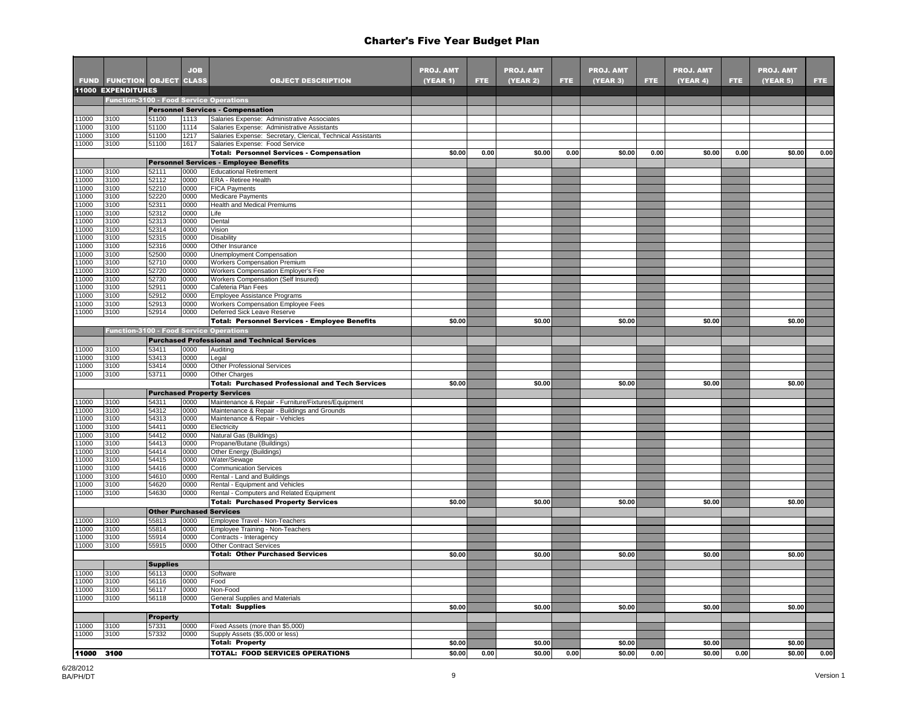# Charter's Five Year Budget Plan

| FUND | FUNCTION | OBJECT | JOB CLASS | OBJECT DESCRIPTION | PROJ. AMT (YEAR 1) | FTE | PROJ. AMT (YEAR 2) | FTE | PROJ. AMT (YEAR 3) | FTE | PROJ. AMT (YEAR 4) | FTE | PROJ. AMT (YEAR 5) | FTE |
|---|---|---|---|---|---|---|---|---|---|---|---|---|---|---|
| **11000** | **EXPENDITURES** | | | | | | | | | | | | | |
| | **Function-3100 - Food Service Operations** | | | | | | | | | | | | | |
| | | **Personnel Services - Compensation** | | | | | | | | | | | | |
| 11000 | 3100 | 51100 | 1113 | Salaries Expense: Administrative Associates | | | | | | | | | | |
| 11000 | 3100 | 51100 | 1114 | Salaries Expense: Administrative Assistants | | | | | | | | | | |
| 11000 | 3100 | 51100 | 1217 | Salaries Expense: Secretary, Clerical, Technical Assistants | | | | | | | | | | |
| 11000 | 3100 | 51100 | 1617 | Salaries Expense: Food Service | | | | | | | | | | |
| | | | | **Total: Personnel Services - Compensation** | $0.00 | 0.00 | $0.00 | 0.00 | $0.00 | 0.00 | $0.00 | 0.00 | $0.00 | 0.00 |
| | | **Personnel Services - Employee Benefits** | | | | | | | | | | | | |
| 11000 | 3100 | 52111 | 0000 | Educational Retirement | | | | | | | | | | |
| 11000 | 3100 | 52112 | 0000 | ERA - Retiree Health | | | | | | | | | | |
| 11000 | 3100 | 52210 | 0000 | FICA Payments | | | | | | | | | | |
| 11000 | 3100 | 52220 | 0000 | Medicare Payments | | | | | | | | | | |
| 11000 | 3100 | 52311 | 0000 | Health and Medical Premiums | | | | | | | | | | |
| 11000 | 3100 | 52312 | 0000 | Life | | | | | | | | | | |
| 11000 | 3100 | 52313 | 0000 | Dental | | | | | | | | | | |
| 11000 | 3100 | 52314 | 0000 | Vision | | | | | | | | | | |
| 11000 | 3100 | 52315 | 0000 | Disability | | | | | | | | | | |
| 11000 | 3100 | 52316 | 0000 | Other Insurance | | | | | | | | | | |
| 11000 | 3100 | 52500 | 0000 | Unemployment Compensation | | | | | | | | | | |
| 11000 | 3100 | 52710 | 0000 | Workers Compensation Premium | | | | | | | | | | |
| 11000 | 3100 | 52720 | 0000 | Workers Compensation Employer's Fee | | | | | | | | | | |
| 11000 | 3100 | 52730 | 0000 | Workers Compensation (Self Insured) | | | | | | | | | | |
| 11000 | 3100 | 52911 | 0000 | Cafeteria Plan Fees | | | | | | | | | | |
| 11000 | 3100 | 52912 | 0000 | Employee Assistance Programs | | | | | | | | | | |
| 11000 | 3100 | 52913 | 0000 | Workers Compensation Employee Fees | | | | | | | | | | |
| 11000 | 3100 | 52914 | 0000 | Deferred Sick Leave Reserve | | | | | | | | | | |
| | | | | **Total: Personnel Services - Employee Benefits** | $0.00 | | $0.00 | | $0.00 | | $0.00 | | $0.00 | |
| | **Function-3100 - Food Service Operations** | | | | | | | | | | | | | |
| | | **Purchased Professional and Technical Services** | | | | | | | | | | | | |
| 11000 | 3100 | 53411 | 0000 | Auditing | | | | | | | | | | |
| 11000 | 3100 | 53413 | 0000 | Legal | | | | | | | | | | |
| 11000 | 3100 | 53414 | 0000 | Other Professional Services | | | | | | | | | | |
| 11000 | 3100 | 53711 | 0000 | Other Charges | | | | | | | | | | |
| | | | | **Total: Purchased Professional and Tech Services** | $0.00 | | $0.00 | | $0.00 | | $0.00 | | $0.00 | |
| | | **Purchased Property Services** | | | | | | | | | | | | |
| 11000 | 3100 | 54311 | 0000 | Maintenance & Repair - Furniture/Fixtures/Equipment | | | | | | | | | | |
| 11000 | 3100 | 54312 | 0000 | Maintenance & Repair - Buildings and Grounds | | | | | | | | | | |
| 11000 | 3100 | 54313 | 0000 | Maintenance & Repair - Vehicles | | | | | | | | | | |
| 11000 | 3100 | 54411 | 0000 | Electricity | | | | | | | | | | |
| 11000 | 3100 | 54412 | 0000 | Natural Gas (Buildings) | | | | | | | | | | |
| 11000 | 3100 | 54413 | 0000 | Propane/Butane (Buildings) | | | | | | | | | | |
| 11000 | 3100 | 54414 | 0000 | Other Energy (Buildings) | | | | | | | | | | |
| 11000 | 3100 | 54415 | 0000 | Water/Sewage | | | | | | | | | | |
| 11000 | 3100 | 54416 | 0000 | Communication Services | | | | | | | | | | |
| 11000 | 3100 | 54610 | 0000 | Rental - Land and Buildings | | | | | | | | | | |
| 11000 | 3100 | 54620 | 0000 | Rental - Equipment and Vehicles | | | | | | | | | | |
| 11000 | 3100 | 54630 | 0000 | Rental - Computers and Related Equipment | | | | | | | | | | |
| | | | | **Total: Purchased Property Services** | $0.00 | | $0.00 | | $0.00 | | $0.00 | | $0.00 | |
| | | **Other Purchased Services** | | | | | | | | | | | | |
| 11000 | 3100 | 55813 | 0000 | Employee Travel - Non-Teachers | | | | | | | | | | |
| 11000 | 3100 | 55814 | 0000 | Employee Training - Non-Teachers | | | | | | | | | | |
| 11000 | 3100 | 55914 | 0000 | Contracts - Interagency | | | | | | | | | | |
| 11000 | 3100 | 55915 | 0000 | Other Contract Services | | | | | | | | | | |
| | | | | **Total: Other Purchased Services** | $0.00 | | $0.00 | | $0.00 | | $0.00 | | $0.00 | |
| | | **Supplies** | | | | | | | | | | | | |
| 11000 | 3100 | 56113 | 0000 | Software | | | | | | | | | | |
| 11000 | 3100 | 56116 | 0000 | Food | | | | | | | | | | |
| 11000 | 3100 | 56117 | 0000 | Non-Food | | | | | | | | | | |
| 11000 | 3100 | 56118 | 0000 | General Supplies and Materials | | | | | | | | | | |
| | | | | **Total: Supplies** | $0.00 | | $0.00 | | $0.00 | | $0.00 | | $0.00 | |
| | | **Property** | | | | | | | | | | | | |
| 11000 | 3100 | 57331 | 0000 | Fixed Assets (more than $5,000) | | | | | | | | | | |
| 11000 | 3100 | 57332 | 0000 | Supply Assets ($5,000 or less) | | | | | | | | | | |
| | | | | **Total: Property** | $0.00 | | $0.00 | | $0.00 | | $0.00 | | $0.00 | |
| **11000** | **3100** | | | **TOTAL: FOOD SERVICES OPERATIONS** | $0.00 | 0.00 | $0.00 | 0.00 | $0.00 | 0.00 | $0.00 | 0.00 | $0.00 | 0.00 |

6/28/2012
BA/PH/DT

Version 1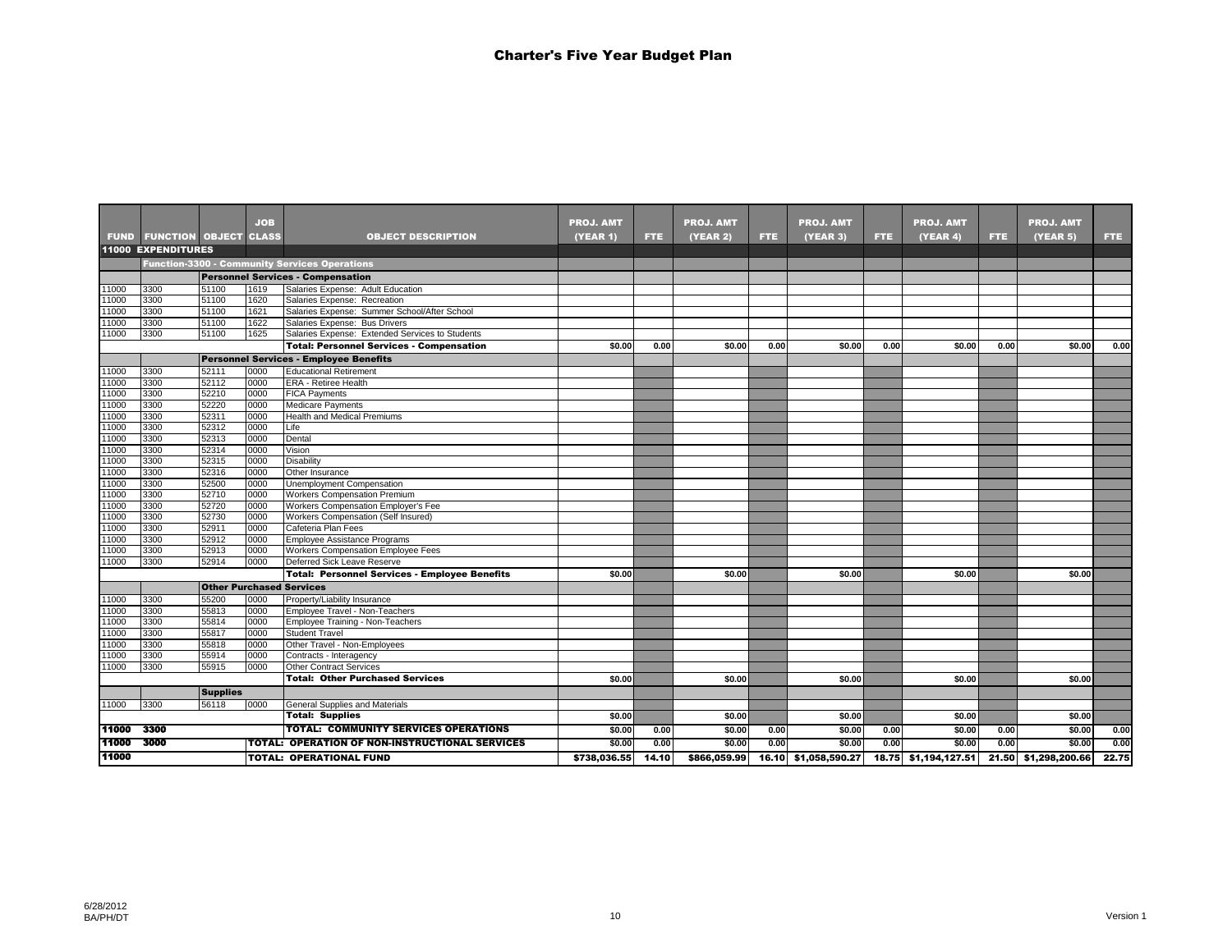# Charter's Five Year Budget Plan

| FUND | FUNCTION | OBJECT | JOB CLASS | OBJECT DESCRIPTION | PROJ. AMT (YEAR 1) | FTE | PROJ. AMT (YEAR 2) | FTE | PROJ. AMT (YEAR 3) | FTE | PROJ. AMT (YEAR 4) | FTE | PROJ. AMT (YEAR 5) | FTE |
|---|---|---|---|---|---|---|---|---|---|---|---|---|---|---|
| **11000 EXPENDITURES** | | | | | | | | | | | | | | |
| | **Function-3300 - Community Services Operations** | | | | | | | | | | | | | |
| | | **Personnel Services - Compensation** | | | | | | | | | | | | |
| 11000 | 3300 | 51100 | 1619 | Salaries Expense: Adult Education | | | | | | | | | | |
| 11000 | 3300 | 51100 | 1620 | Salaries Expense: Recreation | | | | | | | | | | |
| 11000 | 3300 | 51100 | 1621 | Salaries Expense: Summer School/After School | | | | | | | | | | |
| 11000 | 3300 | 51100 | 1622 | Salaries Expense: Bus Drivers | | | | | | | | | | |
| 11000 | 3300 | 51100 | 1625 | Salaries Expense: Extended Services to Students | | | | | | | | | | |
| | | | | **Total: Personnel Services - Compensation** | $0.00 | 0.00 | $0.00 | 0.00 | $0.00 | 0.00 | $0.00 | 0.00 | $0.00 | 0.00 |
| | | **Personnel Services - Employee Benefits** | | | | | | | | | | | | |
| 11000 | 3300 | 52111 | 0000 | Educational Retirement | | | | | | | | | | |
| 11000 | 3300 | 52112 | 0000 | ERA - Retiree Health | | | | | | | | | | |
| 11000 | 3300 | 52210 | 0000 | FICA Payments | | | | | | | | | | |
| 11000 | 3300 | 52220 | 0000 | Medicare Payments | | | | | | | | | | |
| 11000 | 3300 | 52311 | 0000 | Health and Medical Premiums | | | | | | | | | | |
| 11000 | 3300 | 52312 | 0000 | Life | | | | | | | | | | |
| 11000 | 3300 | 52313 | 0000 | Dental | | | | | | | | | | |
| 11000 | 3300 | 52314 | 0000 | Vision | | | | | | | | | | |
| 11000 | 3300 | 52315 | 0000 | Disability | | | | | | | | | | |
| 11000 | 3300 | 52316 | 0000 | Other Insurance | | | | | | | | | | |
| 11000 | 3300 | 52500 | 0000 | Unemployment Compensation | | | | | | | | | | |
| 11000 | 3300 | 52710 | 0000 | Workers Compensation Premium | | | | | | | | | | |
| 11000 | 3300 | 52720 | 0000 | Workers Compensation Employer's Fee | | | | | | | | | | |
| 11000 | 3300 | 52730 | 0000 | Workers Compensation (Self Insured) | | | | | | | | | | |
| 11000 | 3300 | 52911 | 0000 | Cafeteria Plan Fees | | | | | | | | | | |
| 11000 | 3300 | 52912 | 0000 | Employee Assistance Programs | | | | | | | | | | |
| 11000 | 3300 | 52913 | 0000 | Workers Compensation Employee Fees | | | | | | | | | | |
| 11000 | 3300 | 52914 | 0000 | Deferred Sick Leave Reserve | | | | | | | | | | |
| | | | | **Total: Personnel Services - Employee Benefits** | $0.00 | | $0.00 | | $0.00 | | $0.00 | | $0.00 | |
| | | **Other Purchased Services** | | | | | | | | | | | | |
| 11000 | 3300 | 55200 | 0000 | Property/Liability Insurance | | | | | | | | | | |
| 11000 | 3300 | 55813 | 0000 | Employee Travel - Non-Teachers | | | | | | | | | | |
| 11000 | 3300 | 55814 | 0000 | Employee Training - Non-Teachers | | | | | | | | | | |
| 11000 | 3300 | 55817 | 0000 | Student Travel | | | | | | | | | | |
| 11000 | 3300 | 55818 | 0000 | Other Travel - Non-Employees | | | | | | | | | | |
| 11000 | 3300 | 55914 | 0000 | Contracts - Interagency | | | | | | | | | | |
| 11000 | 3300 | 55915 | 0000 | Other Contract Services | | | | | | | | | | |
| | | | | **Total: Other Purchased Services** | $0.00 | | $0.00 | | $0.00 | | $0.00 | | $0.00 | |
| | | **Supplies** | | | | | | | | | | | | |
| 11000 | 3300 | 56118 | 0000 | General Supplies and Materials | | | | | | | | | | |
| | | | | **Total: Supplies** | $0.00 | | $0.00 | | $0.00 | | $0.00 | | $0.00 | |
| **11000** | **3300** | | | **TOTAL: COMMUNITY SERVICES OPERATIONS** | $0.00 | 0.00 | $0.00 | 0.00 | $0.00 | 0.00 | $0.00 | 0.00 | $0.00 | 0.00 |
| **11000** | **3000** | | | **TOTAL: OPERATION OF NON-INSTRUCTIONAL SERVICES** | $0.00 | 0.00 | $0.00 | 0.00 | $0.00 | 0.00 | $0.00 | 0.00 | $0.00 | 0.00 |
| **11000** | | | | **TOTAL: OPERATIONAL FUND** | $738,036.55 | 14.10 | $866,059.99 | 16.10 | $1,058,590.27 | 18.75 | $1,194,127.51 | 21.50 | $1,298,200.66 | 22.75 |

6/28/2012
BA/PH/DT

Version 1